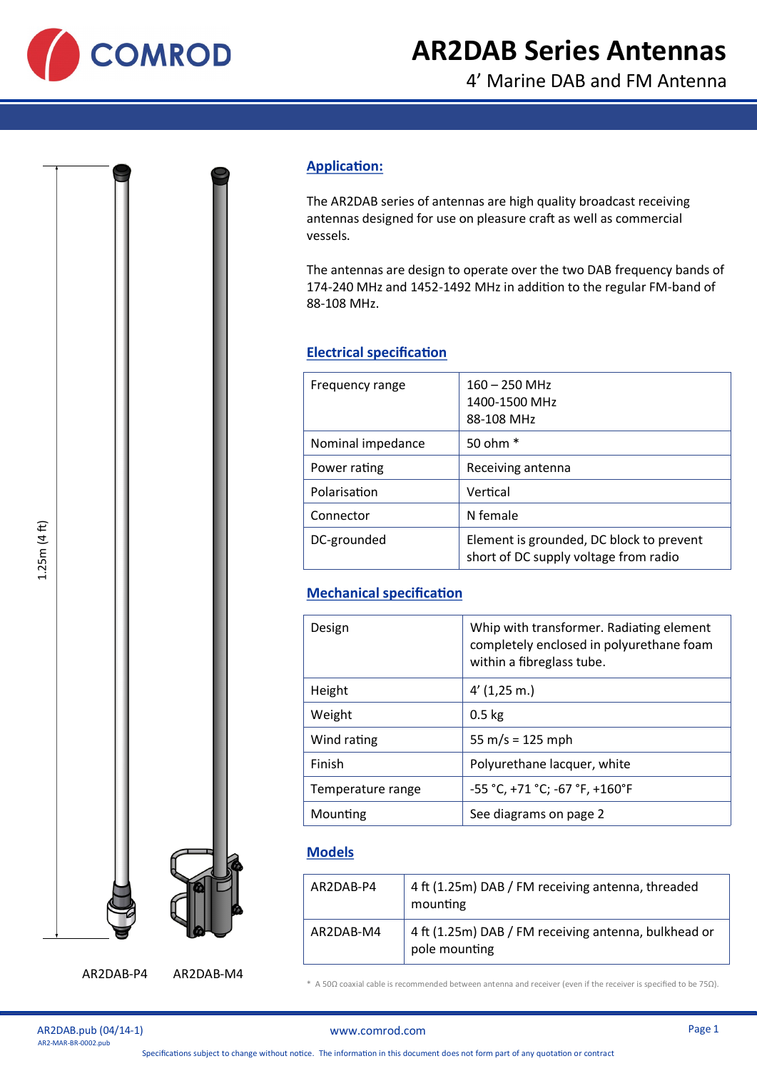# AR2DAB Series Antennas

4' Marine DAB and FM Antenna

1.25m (4 ft)

AR2DAB-P4 AR2DAB-M4

## Application:

The AR2DAB series of antennas are high quality broadcast receiving antennas designed for use on pleasure craft as well as commercial vessels.

The antennas are design to operate over the two DAB frequency bands of 174-240 MHz and 1452-1492 MHz in addition to the regular FM-band of 88-108 MHz.

## Electrical specification

| | |
|---|---|
| Frequency range | 160 – 250 MHz<br>1400-1500 MHz<br>88-108 MHz |
| Nominal impedance | 50 ohm * |
| Power rating | Receiving antenna |
| Polarisation | Vertical |
| Connector | N female |
| DC-grounded | Element is grounded, DC block to prevent short of DC supply voltage from radio |

## Mechanical specification

| | |
|---|---|
| Design | Whip with transformer. Radiating element completely enclosed in polyurethane foam within a fibreglass tube. |
| Height | 4' (1,25 m.) |
| Weight | 0.5 kg |
| Wind rating | 55 m/s = 125 mph |
| Finish | Polyurethane lacquer, white |
| Temperature range | -55 °C, +71 °C; -67 °F, +160°F |
| Mounting | See diagrams on page 2 |

## Models

| | |
|---|---|
| AR2DAB-P4 | 4 ft (1.25m) DAB / FM receiving antenna, threaded mounting |
| AR2DAB-M4 | 4 ft (1.25m) DAB / FM receiving antenna, bulkhead or pole mounting |

* A 50Ω coaxial cable is recommended between antenna and receiver (even if the receiver is specified to be 75Ω).

AR2DAB.pub (04/14-1)
AR2-MAR-BR-0002.pub

www.comrod.com

Specifications subject to change without notice. The information in this document does not form part of any quotation or contract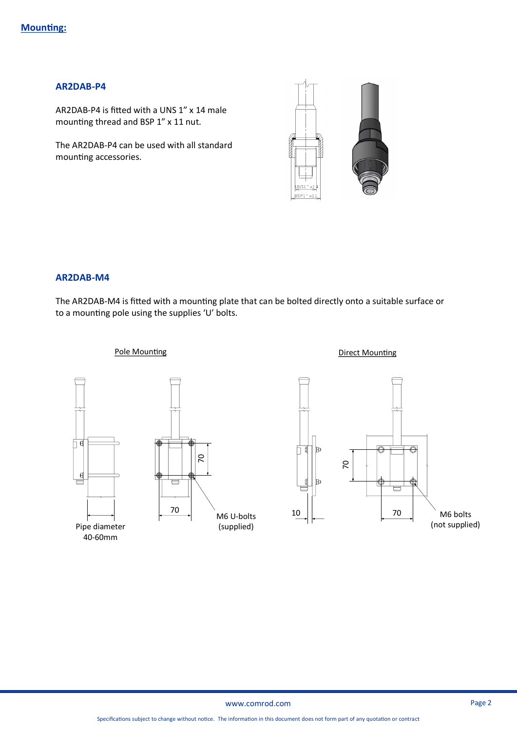## Mounting:

### AR2DAB-P4

AR2DAB-P4 is fitted with a UNS 1” x 14 male mounting thread and BSP 1” x 11 nut.

The AR2DAB-P4 can be used with all standard mounting accessories.

UNS1" x14

BSP1" x11

### AR2DAB-M4

The AR2DAB-M4 is fitted with a mounting plate that can be bolted directly onto a suitable surface or to a mounting pole using the supplies ‘U’ bolts.

Pole Mounting

70

70

M6 U-bolts (supplied)

Pipe diameter 40-60mm

Direct Mounting

70

10

70

M6 bolts (not supplied)

Specifications subject to change without notice. The information in this document does not form part of any quotation or contract